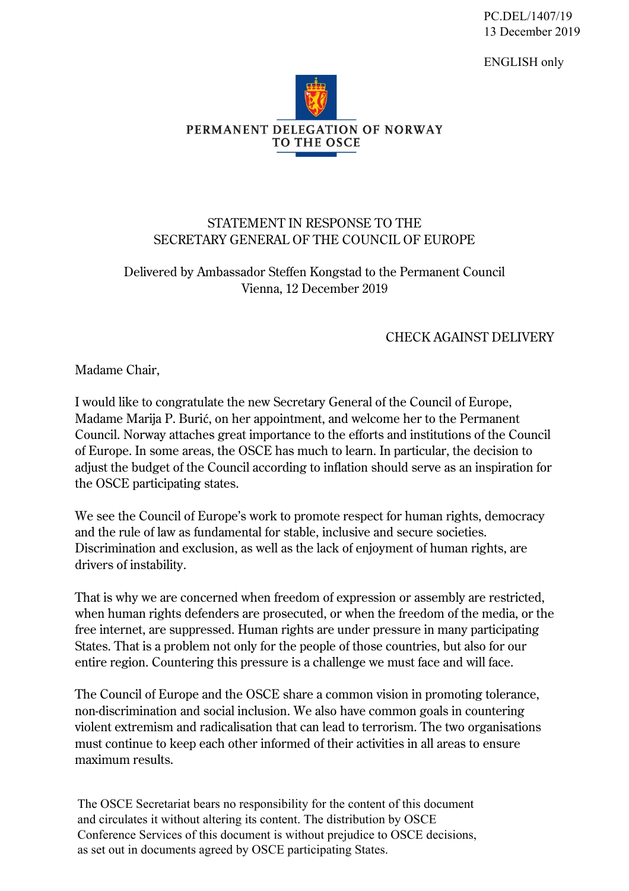PC.DEL/1407/19
13 December 2019

ENGLISH only

PERMANENT DELEGATION OF NORWAY
TO THE OSCE

# STATEMENT IN RESPONSE TO THE SECRETARY GENERAL OF THE COUNCIL OF EUROPE

Delivered by Ambassador Steffen Kongstad to the Permanent Council
Vienna, 12 December 2019

CHECK AGAINST DELIVERY

Madame Chair,

I would like to congratulate the new Secretary General of the Council of Europe, Madame Marija P. Burić, on her appointment, and welcome her to the Permanent Council. Norway attaches great importance to the efforts and institutions of the Council of Europe. In some areas, the OSCE has much to learn. In particular, the decision to adjust the budget of the Council according to inflation should serve as an inspiration for the OSCE participating states.

We see the Council of Europe's work to promote respect for human rights, democracy and the rule of law as fundamental for stable, inclusive and secure societies. Discrimination and exclusion, as well as the lack of enjoyment of human rights, are drivers of instability.

That is why we are concerned when freedom of expression or assembly are restricted, when human rights defenders are prosecuted, or when the freedom of the media, or the free internet, are suppressed. Human rights are under pressure in many participating States. That is a problem not only for the people of those countries, but also for our entire region. Countering this pressure is a challenge we must face and will face.

The Council of Europe and the OSCE share a common vision in promoting tolerance, non-discrimination and social inclusion. We also have common goals in countering violent extremism and radicalisation that can lead to terrorism. The two organisations must continue to keep each other informed of their activities in all areas to ensure maximum results.

The OSCE Secretariat bears no responsibility for the content of this document and circulates it without altering its content. The distribution by OSCE Conference Services of this document is without prejudice to OSCE decisions, as set out in documents agreed by OSCE participating States.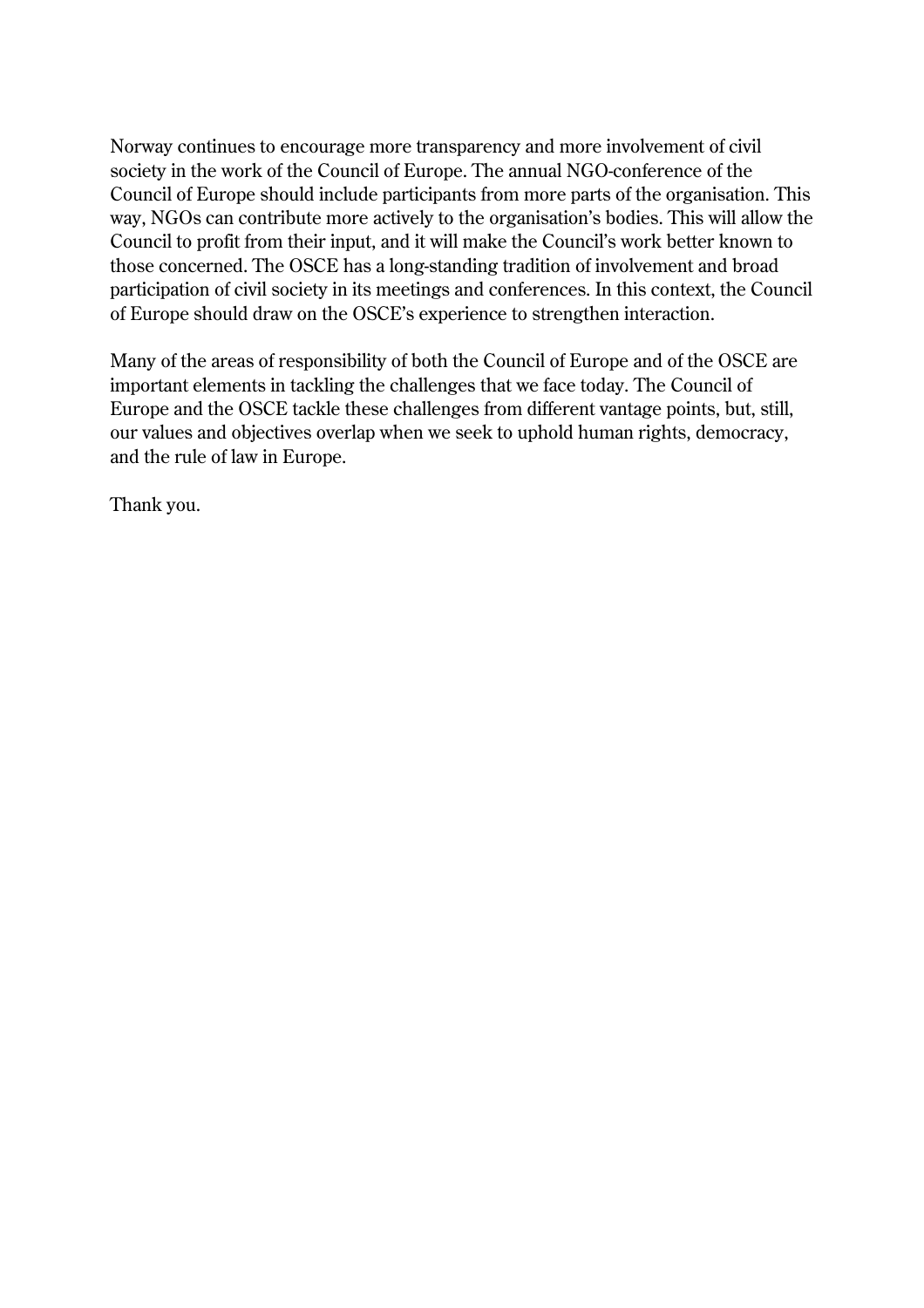Norway continues to encourage more transparency and more involvement of civil society in the work of the Council of Europe. The annual NGO-conference of the Council of Europe should include participants from more parts of the organisation. This way, NGOs can contribute more actively to the organisation's bodies. This will allow the Council to profit from their input, and it will make the Council's work better known to those concerned. The OSCE has a long-standing tradition of involvement and broad participation of civil society in its meetings and conferences. In this context, the Council of Europe should draw on the OSCE's experience to strengthen interaction.

Many of the areas of responsibility of both the Council of Europe and of the OSCE are important elements in tackling the challenges that we face today. The Council of Europe and the OSCE tackle these challenges from different vantage points, but, still, our values and objectives overlap when we seek to uphold human rights, democracy, and the rule of law in Europe.

Thank you.